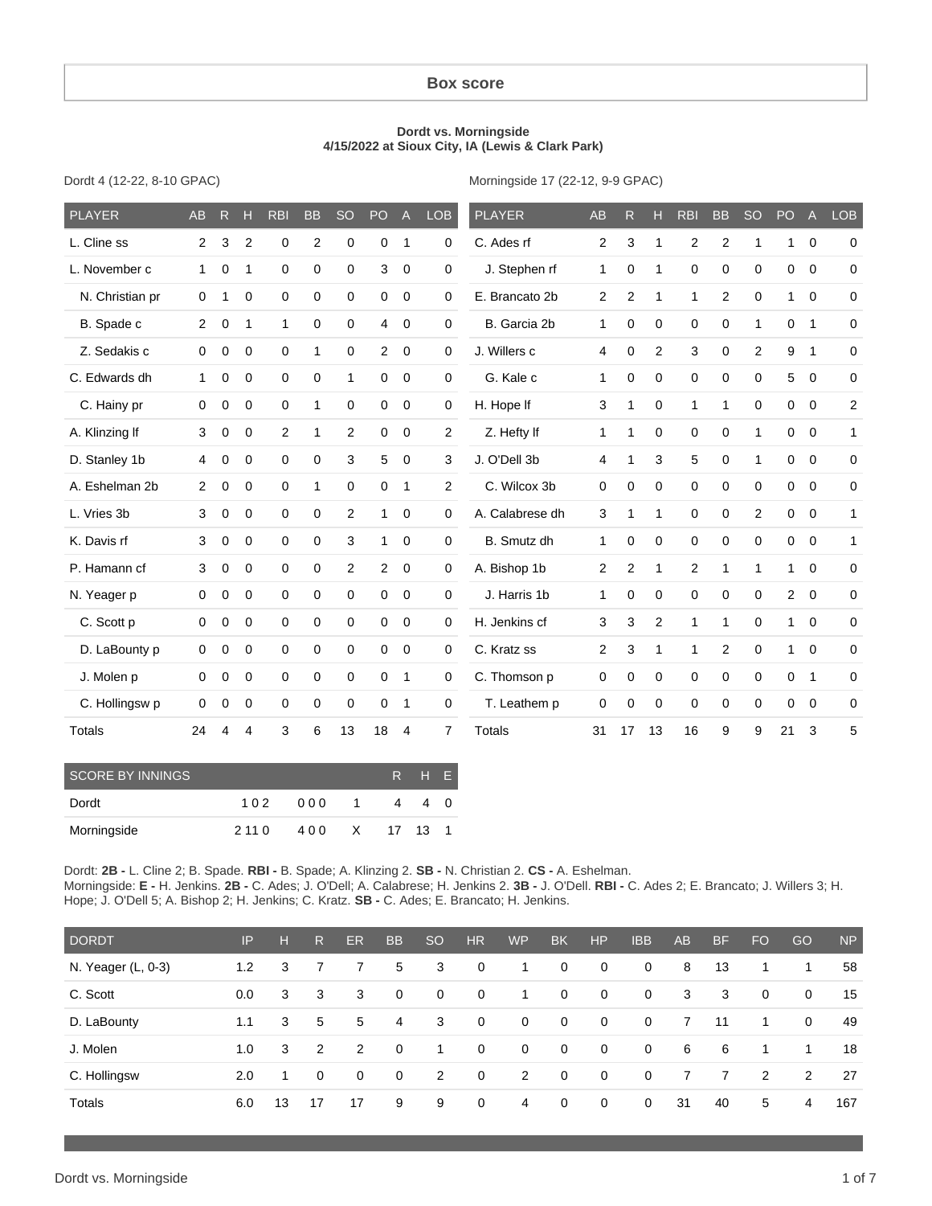# Box score

**Dordt vs. Morningside**
**4/15/2022 at Sioux City, IA (Lewis & Clark Park)**

Dordt 4 (12-22, 8-10 GPAC)

| PLAYER | AB | R | H | RBI | BB | SO | PO | A | LOB |
|---|---|---|---|---|---|---|---|---|---|
| L. Cline ss | 2 | 3 | 2 | 0 | 2 | 0 | 0 | 1 | 0 |
| L. November c | 1 | 0 | 1 | 0 | 0 | 0 | 3 | 0 | 0 |
| N. Christian pr | 0 | 1 | 0 | 0 | 0 | 0 | 0 | 0 | 0 |
| B. Spade c | 2 | 0 | 1 | 1 | 0 | 0 | 4 | 0 | 0 |
| Z. Sedakis c | 0 | 0 | 0 | 0 | 1 | 0 | 2 | 0 | 0 |
| C. Edwards dh | 1 | 0 | 0 | 0 | 0 | 1 | 0 | 0 | 0 |
| C. Hainy pr | 0 | 0 | 0 | 0 | 1 | 0 | 0 | 0 | 0 |
| A. Klinzing lf | 3 | 0 | 0 | 2 | 1 | 2 | 0 | 0 | 2 |
| D. Stanley 1b | 4 | 0 | 0 | 0 | 0 | 3 | 5 | 0 | 3 |
| A. Eshelman 2b | 2 | 0 | 0 | 0 | 1 | 0 | 0 | 1 | 2 |
| L. Vries 3b | 3 | 0 | 0 | 0 | 0 | 2 | 1 | 0 | 0 |
| K. Davis rf | 3 | 0 | 0 | 0 | 0 | 3 | 1 | 0 | 0 |
| P. Hamann cf | 3 | 0 | 0 | 0 | 0 | 2 | 2 | 0 | 0 |
| N. Yeager p | 0 | 0 | 0 | 0 | 0 | 0 | 0 | 0 | 0 |
| C. Scott p | 0 | 0 | 0 | 0 | 0 | 0 | 0 | 0 | 0 |
| D. LaBounty p | 0 | 0 | 0 | 0 | 0 | 0 | 0 | 0 | 0 |
| J. Molen p | 0 | 0 | 0 | 0 | 0 | 0 | 0 | 1 | 0 |
| C. Hollingsw p | 0 | 0 | 0 | 0 | 0 | 0 | 0 | 1 | 0 |
| Totals | 24 | 4 | 4 | 3 | 6 | 13 | 18 | 4 | 7 |

Morningside 17 (22-12, 9-9 GPAC)

| PLAYER | AB | R | H | RBI | BB | SO | PO | A | LOB |
|---|---|---|---|---|---|---|---|---|---|
| C. Ades rf | 2 | 3 | 1 | 2 | 2 | 1 | 1 | 0 | 0 |
| J. Stephen rf | 1 | 0 | 1 | 0 | 0 | 0 | 0 | 0 | 0 |
| E. Brancato 2b | 2 | 2 | 1 | 1 | 2 | 0 | 1 | 0 | 0 |
| B. Garcia 2b | 1 | 0 | 0 | 0 | 0 | 1 | 0 | 1 | 0 |
| J. Willers c | 4 | 0 | 2 | 3 | 0 | 2 | 9 | 1 | 0 |
| G. Kale c | 1 | 0 | 0 | 0 | 0 | 0 | 5 | 0 | 0 |
| H. Hope lf | 3 | 1 | 0 | 1 | 1 | 0 | 0 | 0 | 2 |
| Z. Hefty lf | 1 | 1 | 0 | 0 | 0 | 1 | 0 | 0 | 1 |
| J. O'Dell 3b | 4 | 1 | 3 | 5 | 0 | 1 | 0 | 0 | 0 |
| C. Wilcox 3b | 0 | 0 | 0 | 0 | 0 | 0 | 0 | 0 | 0 |
| A. Calabrese dh | 3 | 1 | 1 | 0 | 0 | 2 | 0 | 0 | 1 |
| B. Smutz dh | 1 | 0 | 0 | 0 | 0 | 0 | 0 | 0 | 1 |
| A. Bishop 1b | 2 | 2 | 1 | 2 | 1 | 1 | 1 | 0 | 0 |
| J. Harris 1b | 1 | 0 | 0 | 0 | 0 | 0 | 2 | 0 | 0 |
| H. Jenkins cf | 3 | 3 | 2 | 1 | 1 | 0 | 1 | 0 | 0 |
| C. Kratz ss | 2 | 3 | 1 | 1 | 2 | 0 | 1 | 0 | 0 |
| C. Thomson p | 0 | 0 | 0 | 0 | 0 | 0 | 0 | 1 | 0 |
| T. Leathem p | 0 | 0 | 0 | 0 | 0 | 0 | 0 | 0 | 0 |
| Totals | 31 | 17 | 13 | 16 | 9 | 9 | 21 | 3 | 5 |

| SCORE BY INNINGS | | | | R | H | E |
|---|---|---|---|---|---|---|
| Dordt | 1 0 2 | 0 0 0 | 1 | 4 | 4 | 0 |
| Morningside | 2 11 0 | 4 0 0 | X | 17 | 13 | 1 |

Dordt: **2B -** L. Cline 2; B. Spade. **RBI -** B. Spade; A. Klinzing 2. **SB -** N. Christian 2. **CS -** A. Eshelman.
Morningside: **E -** H. Jenkins. **2B -** C. Ades; J. O'Dell; A. Calabrese; H. Jenkins 2. **3B -** J. O'Dell. **RBI -** C. Ades 2; E. Brancato; J. Willers 3; H. Hope; J. O'Dell 5; A. Bishop 2; H. Jenkins; C. Kratz. **SB -** C. Ades; E. Brancato; H. Jenkins.

| DORDT | IP | H | R | ER | BB | SO | HR | WP | BK | HP | IBB | AB | BF | FO | GO | NP |
|---|---|---|---|---|---|---|---|---|---|---|---|---|---|---|---|---|
| N. Yeager (L, 0-3) | 1.2 | 3 | 7 | 7 | 5 | 3 | 0 | 1 | 0 | 0 | 0 | 8 | 13 | 1 | 1 | 58 |
| C. Scott | 0.0 | 3 | 3 | 3 | 0 | 0 | 0 | 1 | 0 | 0 | 0 | 3 | 3 | 0 | 0 | 15 |
| D. LaBounty | 1.1 | 3 | 5 | 5 | 4 | 3 | 0 | 0 | 0 | 0 | 0 | 7 | 11 | 1 | 0 | 49 |
| J. Molen | 1.0 | 3 | 2 | 2 | 0 | 1 | 0 | 0 | 0 | 0 | 0 | 6 | 6 | 1 | 1 | 18 |
| C. Hollingsw | 2.0 | 1 | 0 | 0 | 0 | 2 | 0 | 2 | 0 | 0 | 0 | 7 | 7 | 2 | 2 | 27 |
| Totals | 6.0 | 13 | 17 | 17 | 9 | 9 | 0 | 4 | 0 | 0 | 0 | 31 | 40 | 5 | 4 | 167 |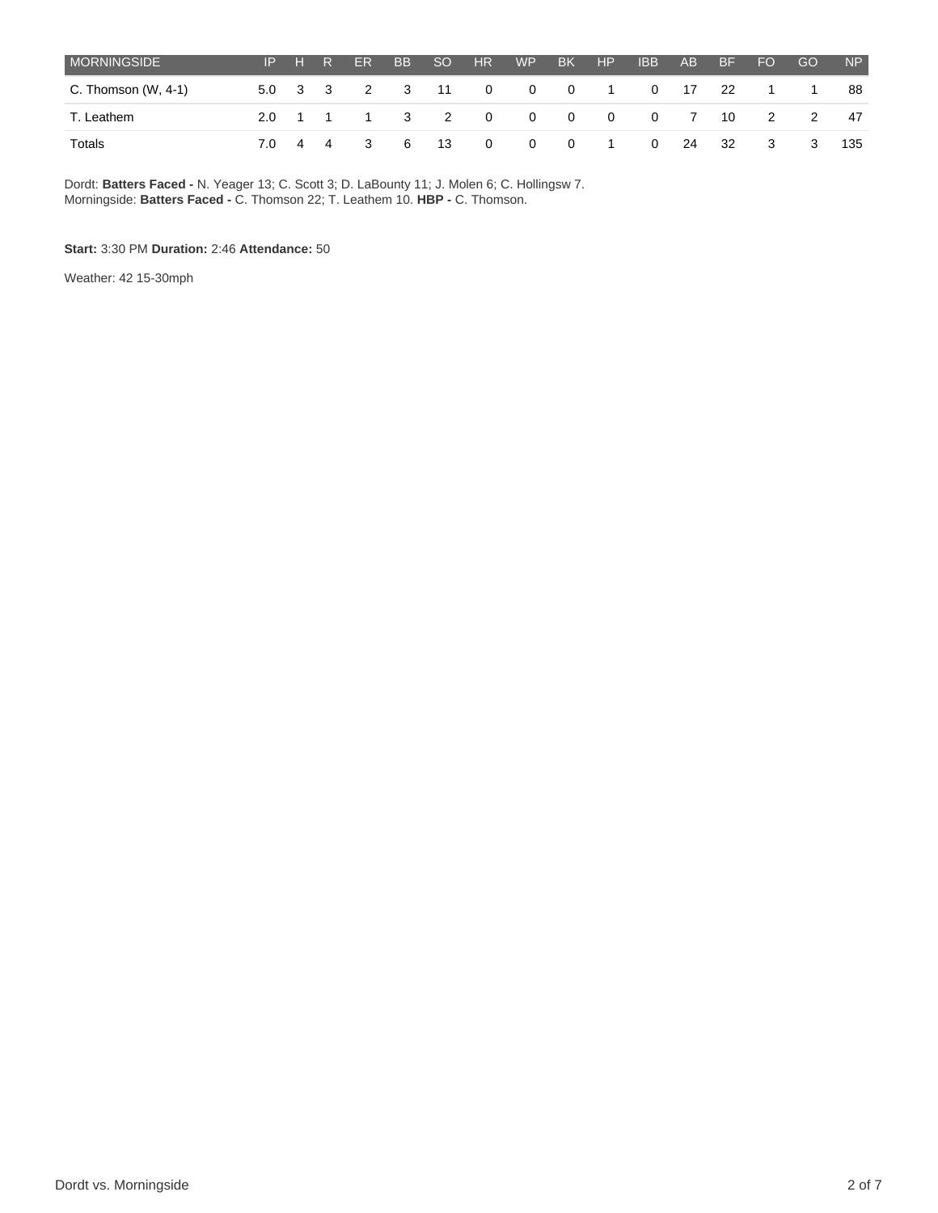| MORNINGSIDE | IP | H | R | ER | BB | SO | HR | WP | BK | HP | IBB | AB | BF | FO | GO | NP |
|---|---|---|---|---|---|---|---|---|---|---|---|---|---|---|---|---|
| C. Thomson (W, 4-1) | 5.0 | 3 | 3 | 2 | 3 | 11 | 0 | 0 | 0 | 1 | 0 | 17 | 22 | 1 | 1 | 88 |
| T. Leathem | 2.0 | 1 | 1 | 1 | 3 | 2 | 0 | 0 | 0 | 0 | 0 | 7 | 10 | 2 | 2 | 47 |
| Totals | 7.0 | 4 | 4 | 3 | 6 | 13 | 0 | 0 | 0 | 1 | 0 | 24 | 32 | 3 | 3 | 135 |

Dordt: **Batters Faced -** N. Yeager 13; C. Scott 3; D. LaBounty 11; J. Molen 6; C. Hollingsw 7.
Morningside: **Batters Faced -** C. Thomson 22; T. Leathem 10. **HBP -** C. Thomson.

**Start:** 3:30 PM **Duration:** 2:46 **Attendance:** 50

Weather: 42 15-30mph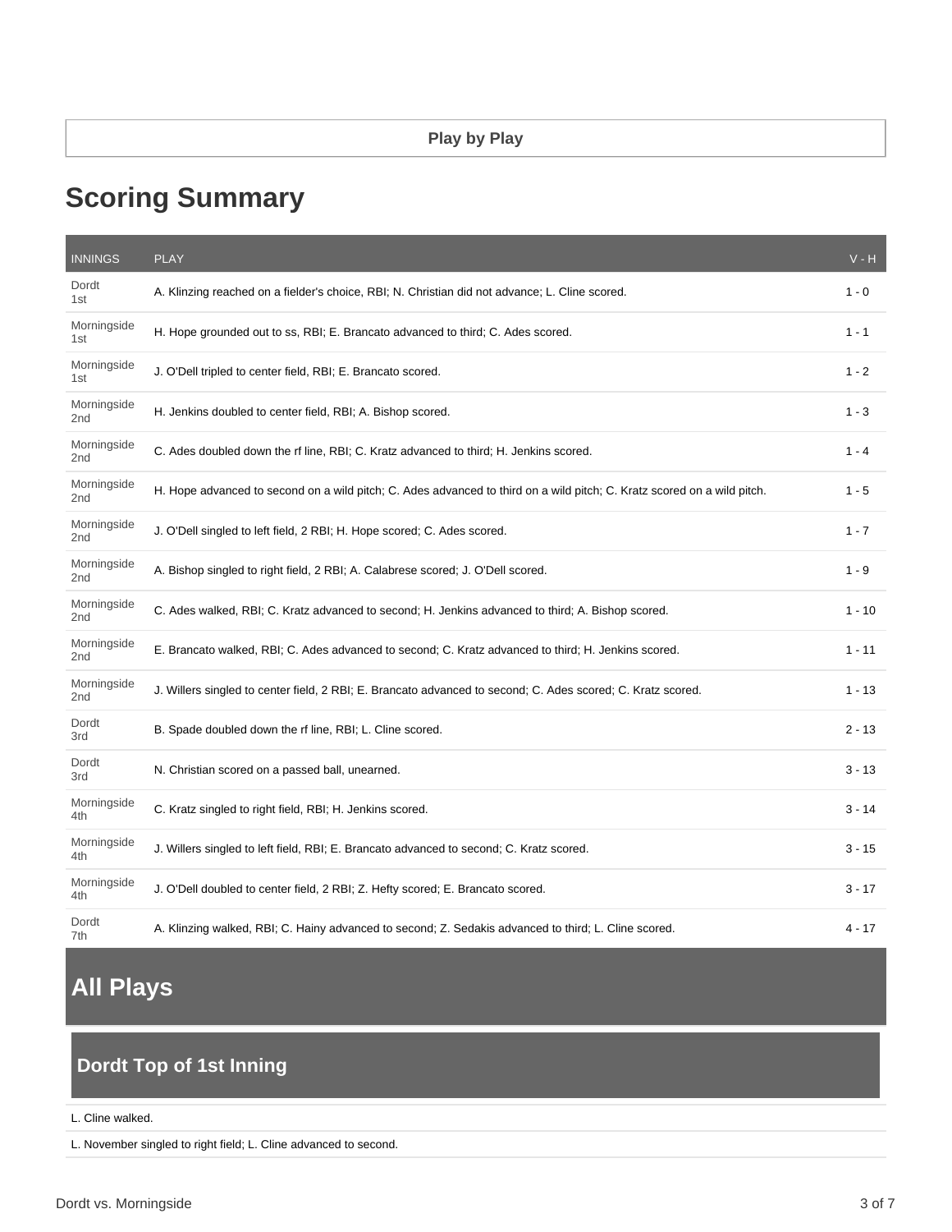Play by Play

# Scoring Summary

| INNINGS | PLAY | V - H |
|---|---|---|
| Dordt 1st | A. Klinzing reached on a fielder's choice, RBI; N. Christian did not advance; L. Cline scored. | 1 - 0 |
| Morningside 1st | H. Hope grounded out to ss, RBI; E. Brancato advanced to third; C. Ades scored. | 1 - 1 |
| Morningside 1st | J. O'Dell tripled to center field, RBI; E. Brancato scored. | 1 - 2 |
| Morningside 2nd | H. Jenkins doubled to center field, RBI; A. Bishop scored. | 1 - 3 |
| Morningside 2nd | C. Ades doubled down the rf line, RBI; C. Kratz advanced to third; H. Jenkins scored. | 1 - 4 |
| Morningside 2nd | H. Hope advanced to second on a wild pitch; C. Ades advanced to third on a wild pitch; C. Kratz scored on a wild pitch. | 1 - 5 |
| Morningside 2nd | J. O'Dell singled to left field, 2 RBI; H. Hope scored; C. Ades scored. | 1 - 7 |
| Morningside 2nd | A. Bishop singled to right field, 2 RBI; A. Calabrese scored; J. O'Dell scored. | 1 - 9 |
| Morningside 2nd | C. Ades walked, RBI; C. Kratz advanced to second; H. Jenkins advanced to third; A. Bishop scored. | 1 - 10 |
| Morningside 2nd | E. Brancato walked, RBI; C. Ades advanced to second; C. Kratz advanced to third; H. Jenkins scored. | 1 - 11 |
| Morningside 2nd | J. Willers singled to center field, 2 RBI; E. Brancato advanced to second; C. Ades scored; C. Kratz scored. | 1 - 13 |
| Dordt 3rd | B. Spade doubled down the rf line, RBI; L. Cline scored. | 2 - 13 |
| Dordt 3rd | N. Christian scored on a passed ball, unearned. | 3 - 13 |
| Morningside 4th | C. Kratz singled to right field, RBI; H. Jenkins scored. | 3 - 14 |
| Morningside 4th | J. Willers singled to left field, RBI; E. Brancato advanced to second; C. Kratz scored. | 3 - 15 |
| Morningside 4th | J. O'Dell doubled to center field, 2 RBI; Z. Hefty scored; E. Brancato scored. | 3 - 17 |
| Dordt 7th | A. Klinzing walked, RBI; C. Hainy advanced to second; Z. Sedakis advanced to third; L. Cline scored. | 4 - 17 |

# All Plays

## Dordt Top of 1st Inning

L. Cline walked.

L. November singled to right field; L. Cline advanced to second.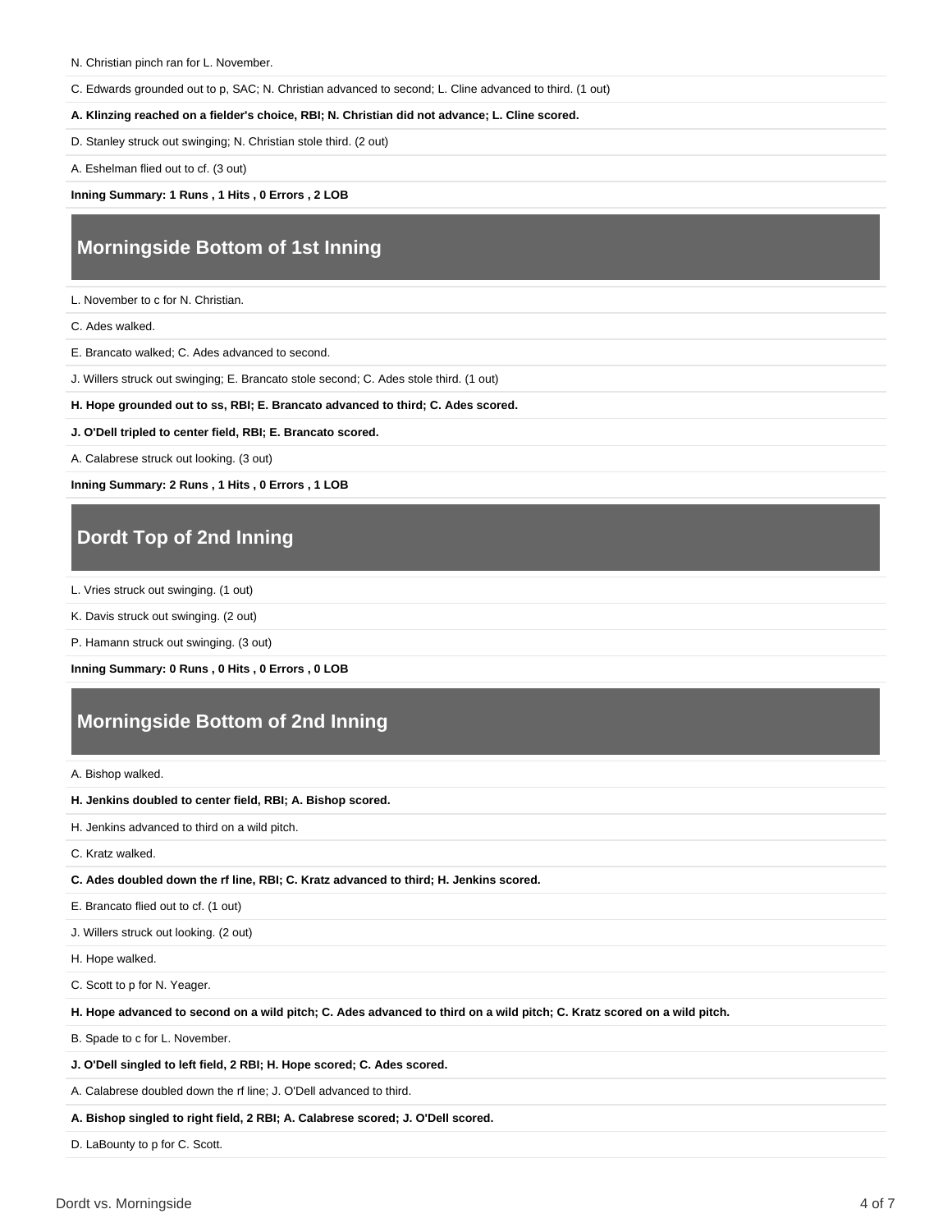N. Christian pinch ran for L. November.

C. Edwards grounded out to p, SAC; N. Christian advanced to second; L. Cline advanced to third. (1 out)

**A. Klinzing reached on a fielder's choice, RBI; N. Christian did not advance; L. Cline scored.**

D. Stanley struck out swinging; N. Christian stole third. (2 out)

A. Eshelman flied out to cf. (3 out)

**Inning Summary: 1 Runs , 1 Hits , 0 Errors , 2 LOB**

## Morningside Bottom of 1st Inning

L. November to c for N. Christian.

C. Ades walked.

E. Brancato walked; C. Ades advanced to second.

J. Willers struck out swinging; E. Brancato stole second; C. Ades stole third. (1 out)

**H. Hope grounded out to ss, RBI; E. Brancato advanced to third; C. Ades scored.**

**J. O'Dell tripled to center field, RBI; E. Brancato scored.**

A. Calabrese struck out looking. (3 out)

**Inning Summary: 2 Runs , 1 Hits , 0 Errors , 1 LOB**

## Dordt Top of 2nd Inning

L. Vries struck out swinging. (1 out)

K. Davis struck out swinging. (2 out)

P. Hamann struck out swinging. (3 out)

**Inning Summary: 0 Runs , 0 Hits , 0 Errors , 0 LOB**

## Morningside Bottom of 2nd Inning

A. Bishop walked.

**H. Jenkins doubled to center field, RBI; A. Bishop scored.**

H. Jenkins advanced to third on a wild pitch.

C. Kratz walked.

**C. Ades doubled down the rf line, RBI; C. Kratz advanced to third; H. Jenkins scored.**

E. Brancato flied out to cf. (1 out)

J. Willers struck out looking. (2 out)

H. Hope walked.

C. Scott to p for N. Yeager.

**H. Hope advanced to second on a wild pitch; C. Ades advanced to third on a wild pitch; C. Kratz scored on a wild pitch.**

B. Spade to c for L. November.

**J. O'Dell singled to left field, 2 RBI; H. Hope scored; C. Ades scored.**

A. Calabrese doubled down the rf line; J. O'Dell advanced to third.

**A. Bishop singled to right field, 2 RBI; A. Calabrese scored; J. O'Dell scored.**

D. LaBounty to p for C. Scott.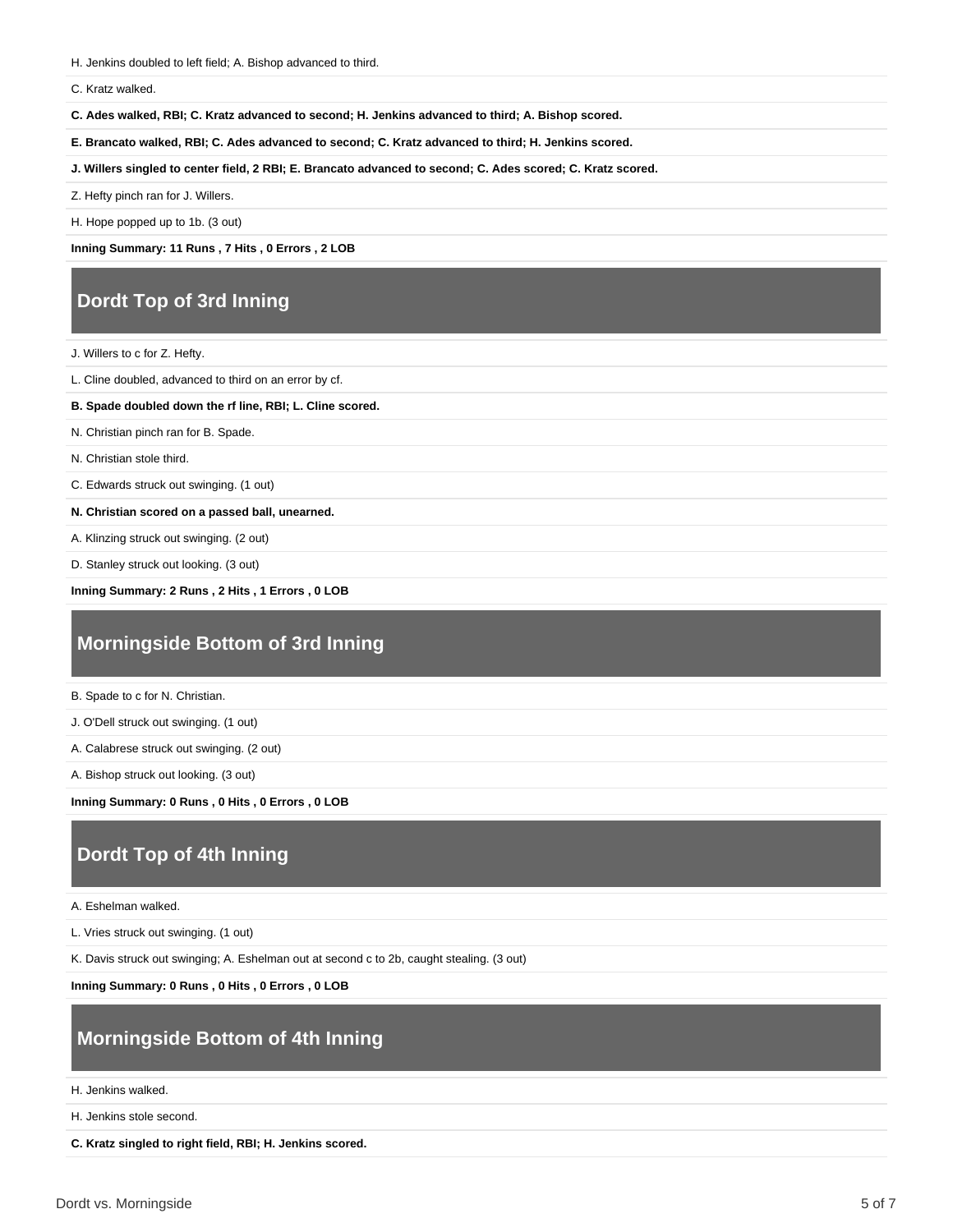H. Jenkins doubled to left field; A. Bishop advanced to third.

C. Kratz walked.

**C. Ades walked, RBI; C. Kratz advanced to second; H. Jenkins advanced to third; A. Bishop scored.**

**E. Brancato walked, RBI; C. Ades advanced to second; C. Kratz advanced to third; H. Jenkins scored.**

**J. Willers singled to center field, 2 RBI; E. Brancato advanced to second; C. Ades scored; C. Kratz scored.**

Z. Hefty pinch ran for J. Willers.

H. Hope popped up to 1b. (3 out)

**Inning Summary: 11 Runs , 7 Hits , 0 Errors , 2 LOB**

## Dordt Top of 3rd Inning

J. Willers to c for Z. Hefty.

L. Cline doubled, advanced to third on an error by cf.

**B. Spade doubled down the rf line, RBI; L. Cline scored.**

N. Christian pinch ran for B. Spade.

N. Christian stole third.

C. Edwards struck out swinging. (1 out)

**N. Christian scored on a passed ball, unearned.**

A. Klinzing struck out swinging. (2 out)

D. Stanley struck out looking. (3 out)

**Inning Summary: 2 Runs , 2 Hits , 1 Errors , 0 LOB**

## Morningside Bottom of 3rd Inning

B. Spade to c for N. Christian.

J. O'Dell struck out swinging. (1 out)

A. Calabrese struck out swinging. (2 out)

A. Bishop struck out looking. (3 out)

**Inning Summary: 0 Runs , 0 Hits , 0 Errors , 0 LOB**

## Dordt Top of 4th Inning

A. Eshelman walked.

L. Vries struck out swinging. (1 out)

K. Davis struck out swinging; A. Eshelman out at second c to 2b, caught stealing. (3 out)

**Inning Summary: 0 Runs , 0 Hits , 0 Errors , 0 LOB**

## Morningside Bottom of 4th Inning

H. Jenkins walked.

H. Jenkins stole second.

**C. Kratz singled to right field, RBI; H. Jenkins scored.**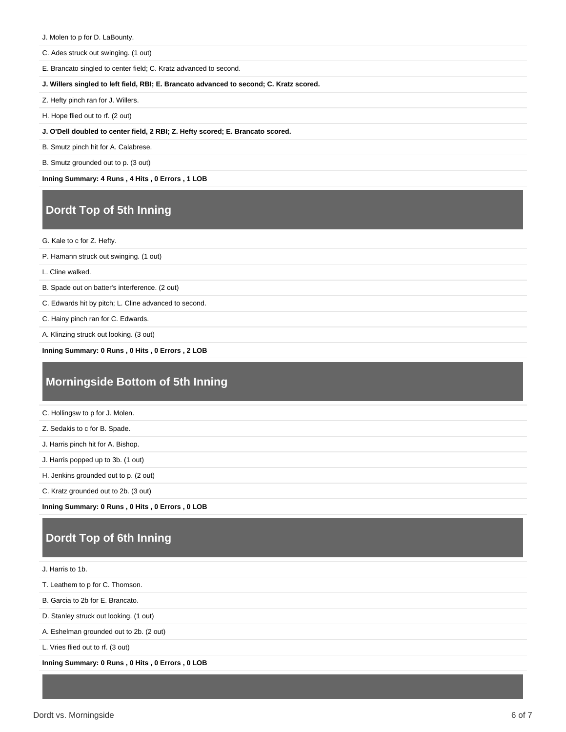J. Molen to p for D. LaBounty.

C. Ades struck out swinging. (1 out)

E. Brancato singled to center field; C. Kratz advanced to second.

**J. Willers singled to left field, RBI; E. Brancato advanced to second; C. Kratz scored.**

Z. Hefty pinch ran for J. Willers.

H. Hope flied out to rf. (2 out)

**J. O'Dell doubled to center field, 2 RBI; Z. Hefty scored; E. Brancato scored.**

B. Smutz pinch hit for A. Calabrese.

B. Smutz grounded out to p. (3 out)

**Inning Summary: 4 Runs , 4 Hits , 0 Errors , 1 LOB**

## Dordt Top of 5th Inning

G. Kale to c for Z. Hefty.

P. Hamann struck out swinging. (1 out)

L. Cline walked.

B. Spade out on batter's interference. (2 out)

C. Edwards hit by pitch; L. Cline advanced to second.

C. Hainy pinch ran for C. Edwards.

A. Klinzing struck out looking. (3 out)

**Inning Summary: 0 Runs , 0 Hits , 0 Errors , 2 LOB**

## Morningside Bottom of 5th Inning

C. Hollingsw to p for J. Molen.

Z. Sedakis to c for B. Spade.

J. Harris pinch hit for A. Bishop.

J. Harris popped up to 3b. (1 out)

H. Jenkins grounded out to p. (2 out)

C. Kratz grounded out to 2b. (3 out)

**Inning Summary: 0 Runs , 0 Hits , 0 Errors , 0 LOB**

## Dordt Top of 6th Inning

J. Harris to 1b.

T. Leathem to p for C. Thomson.

B. Garcia to 2b for E. Brancato.

D. Stanley struck out looking. (1 out)

A. Eshelman grounded out to 2b. (2 out)

L. Vries flied out to rf. (3 out)

**Inning Summary: 0 Runs , 0 Hits , 0 Errors , 0 LOB**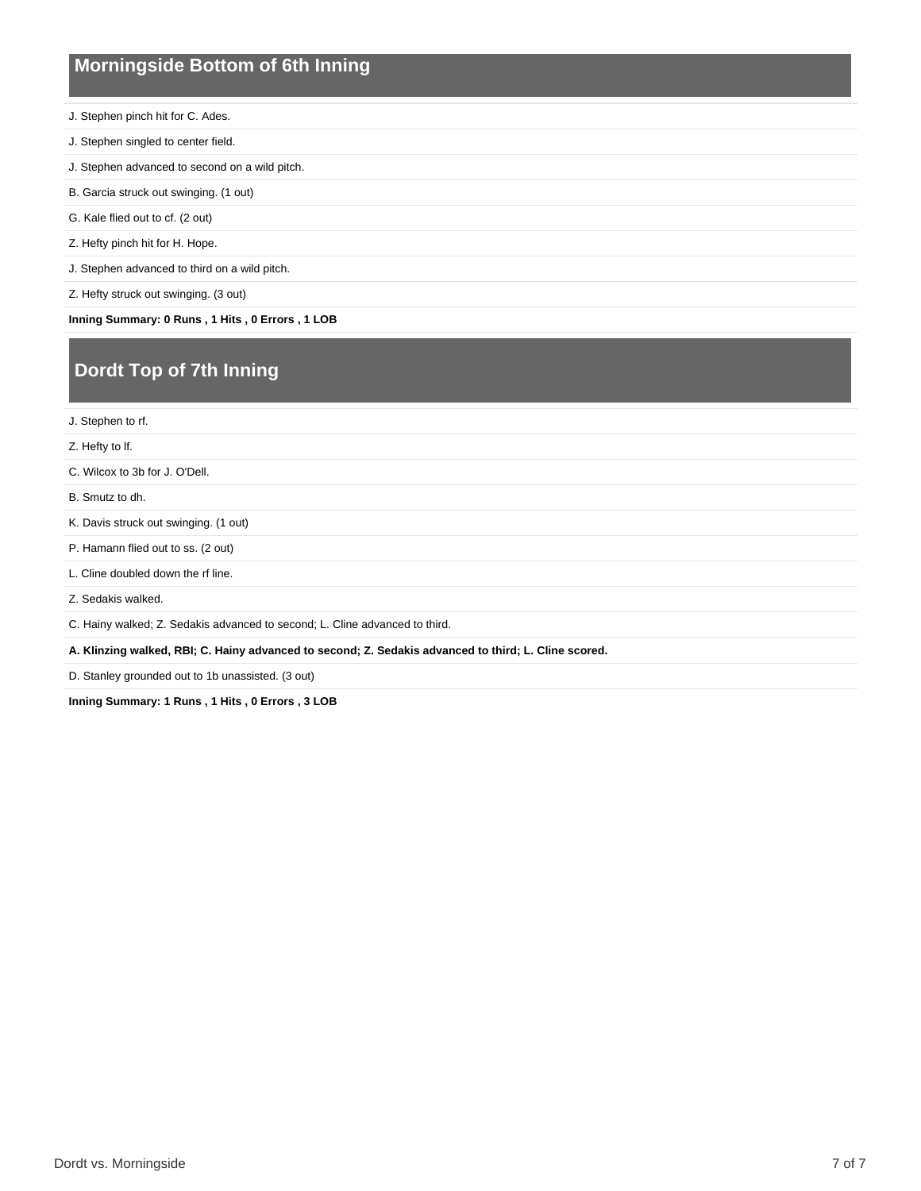## Morningside Bottom of 6th Inning

J. Stephen pinch hit for C. Ades.

J. Stephen singled to center field.

J. Stephen advanced to second on a wild pitch.

B. Garcia struck out swinging. (1 out)

G. Kale flied out to cf. (2 out)

Z. Hefty pinch hit for H. Hope.

J. Stephen advanced to third on a wild pitch.

Z. Hefty struck out swinging. (3 out)

**Inning Summary: 0 Runs , 1 Hits , 0 Errors , 1 LOB**

## Dordt Top of 7th Inning

J. Stephen to rf.

Z. Hefty to lf.

C. Wilcox to 3b for J. O'Dell.

B. Smutz to dh.

K. Davis struck out swinging. (1 out)

P. Hamann flied out to ss. (2 out)

L. Cline doubled down the rf line.

Z. Sedakis walked.

C. Hainy walked; Z. Sedakis advanced to second; L. Cline advanced to third.

**A. Klinzing walked, RBI; C. Hainy advanced to second; Z. Sedakis advanced to third; L. Cline scored.**

D. Stanley grounded out to 1b unassisted. (3 out)

**Inning Summary: 1 Runs , 1 Hits , 0 Errors , 3 LOB**